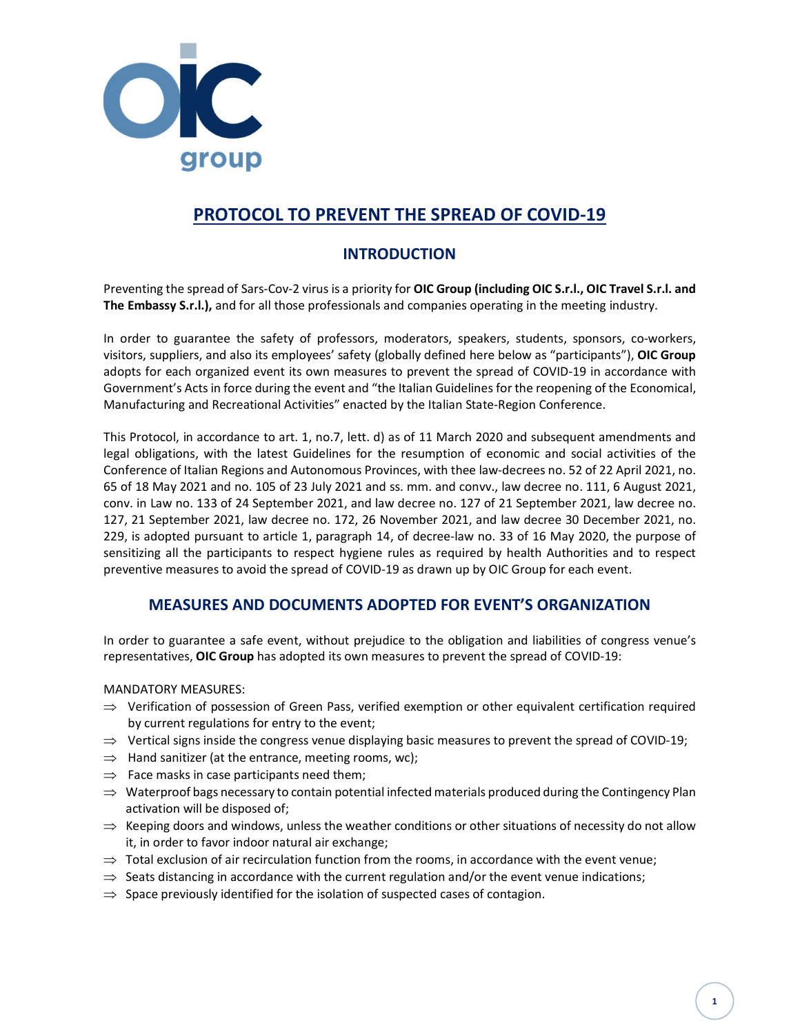# PROTOCOL TO PREVENT THE SPREAD OF COVID-19

## INTRODUCTION

Preventing the spread of Sars-Cov-2 virus is a priority for **OIC Group (including OIC S.r.l., OIC Travel S.r.l. and The Embassy S.r.l.),** and for all those professionals and companies operating in the meeting industry.

In order to guarantee the safety of professors, moderators, speakers, students, sponsors, co-workers, visitors, suppliers, and also its employees' safety (globally defined here below as "participants"), **OIC Group** adopts for each organized event its own measures to prevent the spread of COVID-19 in accordance with Government's Acts in force during the event and "the Italian Guidelines for the reopening of the Economical, Manufacturing and Recreational Activities" enacted by the Italian State-Region Conference.

This Protocol, in accordance to art. 1, no.7, lett. d) as of 11 March 2020 and subsequent amendments and legal obligations, with the latest Guidelines for the resumption of economic and social activities of the Conference of Italian Regions and Autonomous Provinces, with thee law-decrees no. 52 of 22 April 2021, no. 65 of 18 May 2021 and no. 105 of 23 July 2021 and ss. mm. and convv., law decree no. 111, 6 August 2021, conv. in Law no. 133 of 24 September 2021, and law decree no. 127 of 21 September 2021, law decree no. 127, 21 September 2021, law decree no. 172, 26 November 2021, and law decree 30 December 2021, no. 229, is adopted pursuant to article 1, paragraph 14, of decree-law no. 33 of 16 May 2020, the purpose of sensitizing all the participants to respect hygiene rules as required by health Authorities and to respect preventive measures to avoid the spread of COVID-19 as drawn up by OIC Group for each event.

## MEASURES AND DOCUMENTS ADOPTED FOR EVENT'S ORGANIZATION

In order to guarantee a safe event, without prejudice to the obligation and liabilities of congress venue's representatives, **OIC Group** has adopted its own measures to prevent the spread of COVID-19:

MANDATORY MEASURES:

- ⇒ Verification of possession of Green Pass, verified exemption or other equivalent certification required by current regulations for entry to the event;
- ⇒ Vertical signs inside the congress venue displaying basic measures to prevent the spread of COVID-19;
- ⇒ Hand sanitizer (at the entrance, meeting rooms, wc);
- ⇒ Face masks in case participants need them;
- ⇒ Waterproof bags necessary to contain potential infected materials produced during the Contingency Plan activation will be disposed of;
- ⇒ Keeping doors and windows, unless the weather conditions or other situations of necessity do not allow it, in order to favor indoor natural air exchange;
- ⇒ Total exclusion of air recirculation function from the rooms, in accordance with the event venue;
- ⇒ Seats distancing in accordance with the current regulation and/or the event venue indications;
- ⇒ Space previously identified for the isolation of suspected cases of contagion.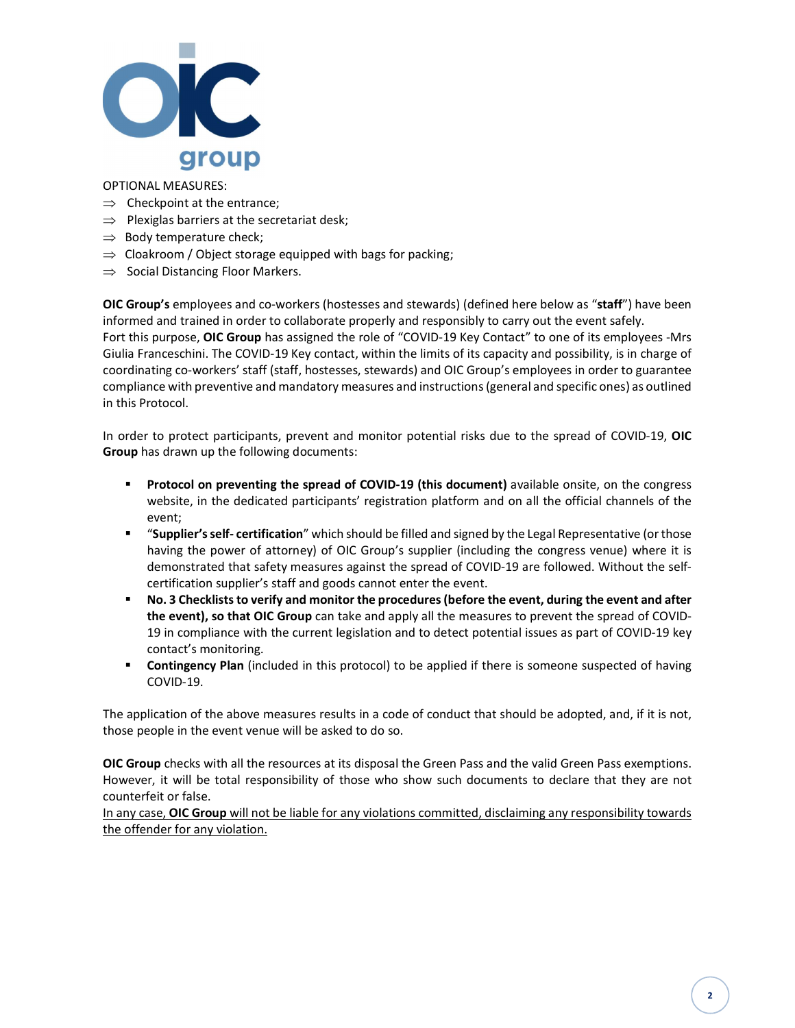OPTIONAL MEASURES:

- ⇒ Checkpoint at the entrance;
- ⇒ Plexiglas barriers at the secretariat desk;
- ⇒ Body temperature check;
- ⇒ Cloakroom / Object storage equipped with bags for packing;
- ⇒ Social Distancing Floor Markers.

**OIC Group's** employees and co-workers (hostesses and stewards) (defined here below as "**staff**") have been informed and trained in order to collaborate properly and responsibly to carry out the event safely.
Fort this purpose, **OIC Group** has assigned the role of "COVID-19 Key Contact" to one of its employees -Mrs Giulia Franceschini. The COVID-19 Key contact, within the limits of its capacity and possibility, is in charge of coordinating co-workers' staff (staff, hostesses, stewards) and OIC Group's employees in order to guarantee compliance with preventive and mandatory measures and instructions (general and specific ones) as outlined in this Protocol.

In order to protect participants, prevent and monitor potential risks due to the spread of COVID-19, **OIC Group** has drawn up the following documents:

- **Protocol on preventing the spread of COVID-19 (this document)** available onsite, on the congress website, in the dedicated participants' registration platform and on all the official channels of the event;
- "**Supplier's self- certification**" which should be filled and signed by the Legal Representative (or those having the power of attorney) of OIC Group's supplier (including the congress venue) where it is demonstrated that safety measures against the spread of COVID-19 are followed. Without the self-certification supplier's staff and goods cannot enter the event.
- **No. 3 Checklists to verify and monitor the procedures (before the event, during the event and after the event), so that OIC Group** can take and apply all the measures to prevent the spread of COVID-19 in compliance with the current legislation and to detect potential issues as part of COVID-19 key contact's monitoring.
- **Contingency Plan** (included in this protocol) to be applied if there is someone suspected of having COVID-19.

The application of the above measures results in a code of conduct that should be adopted, and, if it is not, those people in the event venue will be asked to do so.

**OIC Group** checks with all the resources at its disposal the Green Pass and the valid Green Pass exemptions. However, it will be total responsibility of those who show such documents to declare that they are not counterfeit or false.
<u>In any case, **OIC Group** will not be liable for any violations committed, disclaiming any responsibility towards the offender for any violation.</u>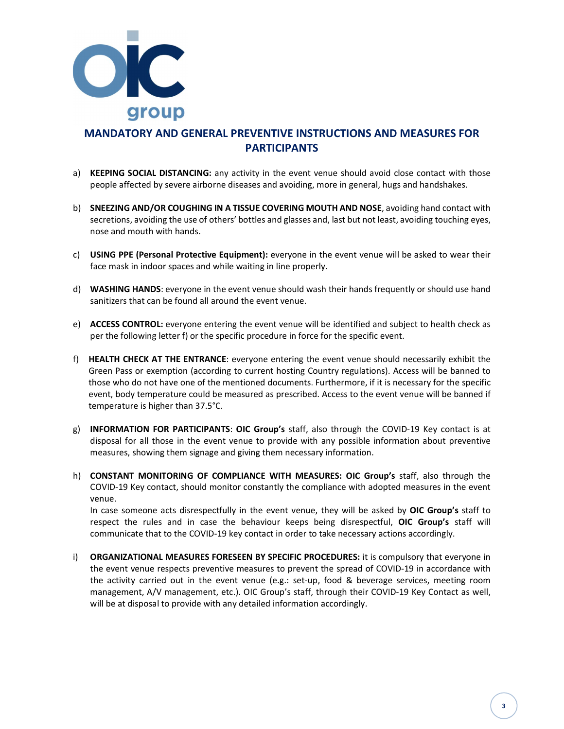# MANDATORY AND GENERAL PREVENTIVE INSTRUCTIONS AND MEASURES FOR PARTICIPANTS

a) **KEEPING SOCIAL DISTANCING:** any activity in the event venue should avoid close contact with those people affected by severe airborne diseases and avoiding, more in general, hugs and handshakes.

b) **SNEEZING AND/OR COUGHING IN A TISSUE COVERING MOUTH AND NOSE**, avoiding hand contact with secretions, avoiding the use of others' bottles and glasses and, last but not least, avoiding touching eyes, nose and mouth with hands.

c) **USING PPE (Personal Protective Equipment):** everyone in the event venue will be asked to wear their face mask in indoor spaces and while waiting in line properly.

d) **WASHING HANDS**: everyone in the event venue should wash their hands frequently or should use hand sanitizers that can be found all around the event venue.

e) **ACCESS CONTROL:** everyone entering the event venue will be identified and subject to health check as per the following letter f) or the specific procedure in force for the specific event.

f) **HEALTH CHECK AT THE ENTRANCE**: everyone entering the event venue should necessarily exhibit the Green Pass or exemption (according to current hosting Country regulations). Access will be banned to those who do not have one of the mentioned documents. Furthermore, if it is necessary for the specific event, body temperature could be measured as prescribed. Access to the event venue will be banned if temperature is higher than 37.5°C.

g) **INFORMATION FOR PARTICIPANTS**: **OIC Group's** staff, also through the COVID-19 Key contact is at disposal for all those in the event venue to provide with any possible information about preventive measures, showing them signage and giving them necessary information.

h) **CONSTANT MONITORING OF COMPLIANCE WITH MEASURES: OIC Group's** staff, also through the COVID-19 Key contact, should monitor constantly the compliance with adopted measures in the event venue.
In case someone acts disrespectfully in the event venue, they will be asked by **OIC Group's** staff to respect the rules and in case the behaviour keeps being disrespectful, **OIC Group's** staff will communicate that to the COVID-19 key contact in order to take necessary actions accordingly.

i) **ORGANIZATIONAL MEASURES FORESEEN BY SPECIFIC PROCEDURES:** it is compulsory that everyone in the event venue respects preventive measures to prevent the spread of COVID-19 in accordance with the activity carried out in the event venue (e.g.: set-up, food & beverage services, meeting room management, A/V management, etc.). OIC Group's staff, through their COVID-19 Key Contact as well, will be at disposal to provide with any detailed information accordingly.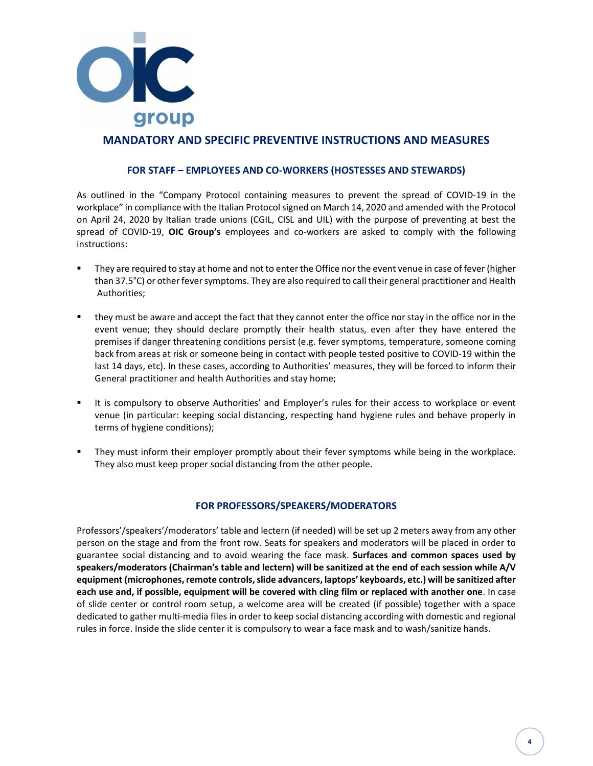## MANDATORY AND SPECIFIC PREVENTIVE INSTRUCTIONS AND MEASURES

### FOR STAFF – EMPLOYEES AND CO-WORKERS (HOSTESSES AND STEWARDS)

As outlined in the "Company Protocol containing measures to prevent the spread of COVID-19 in the workplace" in compliance with the Italian Protocol signed on March 14, 2020 and amended with the Protocol on April 24, 2020 by Italian trade unions (CGIL, CISL and UIL) with the purpose of preventing at best the spread of COVID-19, **OIC Group's** employees and co-workers are asked to comply with the following instructions:

- They are required to stay at home and not to enter the Office nor the event venue in case of fever (higher than 37.5°C) or other fever symptoms. They are also required to call their general practitioner and Health Authorities;
- they must be aware and accept the fact that they cannot enter the office nor stay in the office nor in the event venue; they should declare promptly their health status, even after they have entered the premises if danger threatening conditions persist (e.g. fever symptoms, temperature, someone coming back from areas at risk or someone being in contact with people tested positive to COVID-19 within the last 14 days, etc). In these cases, according to Authorities' measures, they will be forced to inform their General practitioner and health Authorities and stay home;
- It is compulsory to observe Authorities' and Employer's rules for their access to workplace or event venue (in particular: keeping social distancing, respecting hand hygiene rules and behave properly in terms of hygiene conditions);
- They must inform their employer promptly about their fever symptoms while being in the workplace. They also must keep proper social distancing from the other people.

### FOR PROFESSORS/SPEAKERS/MODERATORS

Professors'/speakers'/moderators' table and lectern (if needed) will be set up 2 meters away from any other person on the stage and from the front row. Seats for speakers and moderators will be placed in order to guarantee social distancing and to avoid wearing the face mask. **Surfaces and common spaces used by speakers/moderators (Chairman's table and lectern) will be sanitized at the end of each session while A/V equipment (microphones, remote controls, slide advancers, laptops' keyboards, etc.) will be sanitized after each use and, if possible, equipment will be covered with cling film or replaced with another one**. In case of slide center or control room setup, a welcome area will be created (if possible) together with a space dedicated to gather multi-media files in order to keep social distancing according with domestic and regional rules in force. Inside the slide center it is compulsory to wear a face mask and to wash/sanitize hands.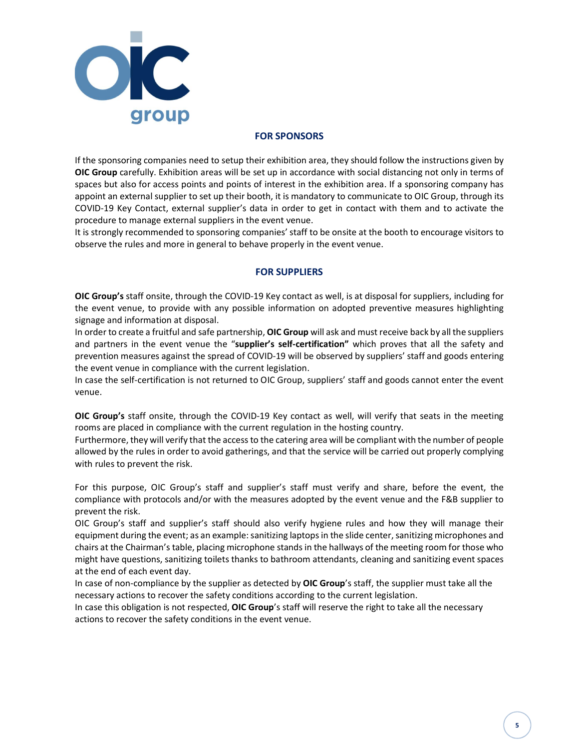## FOR SPONSORS

If the sponsoring companies need to setup their exhibition area, they should follow the instructions given by **OIC Group** carefully. Exhibition areas will be set up in accordance with social distancing not only in terms of spaces but also for access points and points of interest in the exhibition area. If a sponsoring company has appoint an external supplier to set up their booth, it is mandatory to communicate to OIC Group, through its COVID-19 Key Contact, external supplier's data in order to get in contact with them and to activate the procedure to manage external suppliers in the event venue.
It is strongly recommended to sponsoring companies' staff to be onsite at the booth to encourage visitors to observe the rules and more in general to behave properly in the event venue.

## FOR SUPPLIERS

**OIC Group's** staff onsite, through the COVID-19 Key contact as well, is at disposal for suppliers, including for the event venue, to provide with any possible information on adopted preventive measures highlighting signage and information at disposal.
In order to create a fruitful and safe partnership, **OIC Group** will ask and must receive back by all the suppliers and partners in the event venue the "**supplier's self-certification"** which proves that all the safety and prevention measures against the spread of COVID-19 will be observed by suppliers' staff and goods entering the event venue in compliance with the current legislation.
In case the self-certification is not returned to OIC Group, suppliers' staff and goods cannot enter the event venue.

**OIC Group's** staff onsite, through the COVID-19 Key contact as well, will verify that seats in the meeting rooms are placed in compliance with the current regulation in the hosting country.
Furthermore, they will verify that the access to the catering area will be compliant with the number of people allowed by the rules in order to avoid gatherings, and that the service will be carried out properly complying with rules to prevent the risk.

For this purpose, OIC Group's staff and supplier's staff must verify and share, before the event, the compliance with protocols and/or with the measures adopted by the event venue and the F&B supplier to prevent the risk.
OIC Group's staff and supplier's staff should also verify hygiene rules and how they will manage their equipment during the event; as an example: sanitizing laptops in the slide center, sanitizing microphones and chairs at the Chairman's table, placing microphone stands in the hallways of the meeting room for those who might have questions, sanitizing toilets thanks to bathroom attendants, cleaning and sanitizing event spaces at the end of each event day.
In case of non-compliance by the supplier as detected by **OIC Group**'s staff, the supplier must take all the necessary actions to recover the safety conditions according to the current legislation.
In case this obligation is not respected, **OIC Group**'s staff will reserve the right to take all the necessary actions to recover the safety conditions in the event venue.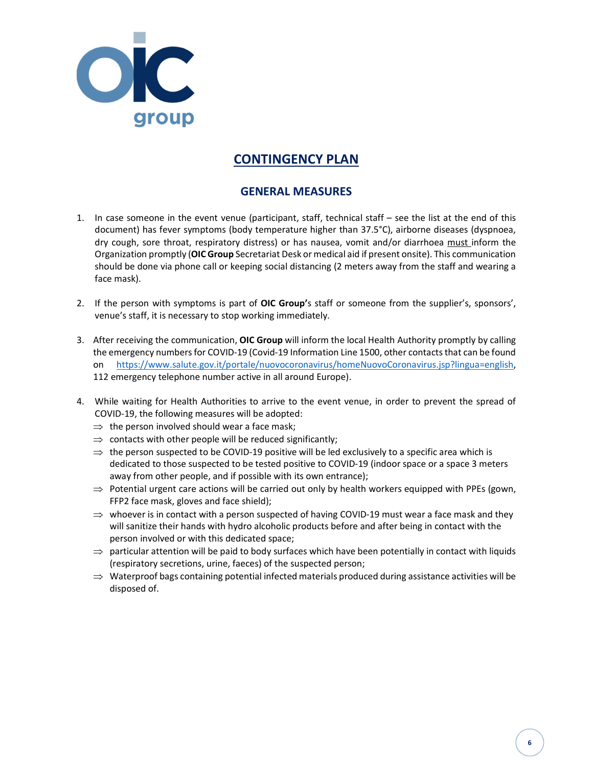# CONTINGENCY PLAN

## GENERAL MEASURES

1. In case someone in the event venue (participant, staff, technical staff – see the list at the end of this document) has fever symptoms (body temperature higher than 37.5°C), airborne diseases (dyspnoea, dry cough, sore throat, respiratory distress) or has nausea, vomit and/or diarrhoea must inform the Organization promptly (**OIC Group** Secretariat Desk or medical aid if present onsite). This communication should be done via phone call or keeping social distancing (2 meters away from the staff and wearing a face mask).

2. If the person with symptoms is part of **OIC Group'**s staff or someone from the supplier's, sponsors', venue's staff, it is necessary to stop working immediately.

3. After receiving the communication, **OIC Group** will inform the local Health Authority promptly by calling the emergency numbers for COVID-19 (Covid-19 Information Line 1500, other contacts that can be found on https://www.salute.gov.it/portale/nuovocoronavirus/homeNuovoCoronavirus.jsp?lingua=english, 112 emergency telephone number active in all around Europe).

4. While waiting for Health Authorities to arrive to the event venue, in order to prevent the spread of COVID-19, the following measures will be adopted:
   - ⇒ the person involved should wear a face mask;
   - ⇒ contacts with other people will be reduced significantly;
   - ⇒ the person suspected to be COVID-19 positive will be led exclusively to a specific area which is dedicated to those suspected to be tested positive to COVID-19 (indoor space or a space 3 meters away from other people, and if possible with its own entrance);
   - ⇒ Potential urgent care actions will be carried out only by health workers equipped with PPEs (gown, FFP2 face mask, gloves and face shield);
   - ⇒ whoever is in contact with a person suspected of having COVID-19 must wear a face mask and they will sanitize their hands with hydro alcoholic products before and after being in contact with the person involved or with this dedicated space;
   - ⇒ particular attention will be paid to body surfaces which have been potentially in contact with liquids (respiratory secretions, urine, faeces) of the suspected person;
   - ⇒ Waterproof bags containing potential infected materials produced during assistance activities will be disposed of.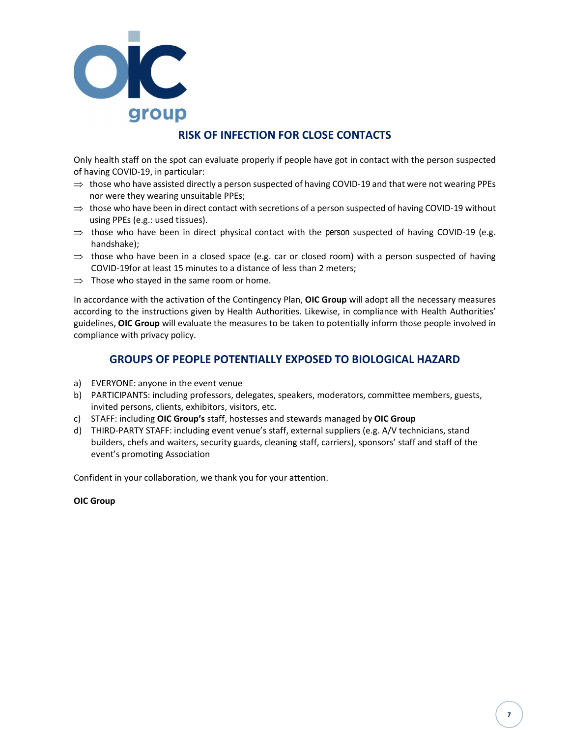## RISK OF INFECTION FOR CLOSE CONTACTS

Only health staff on the spot can evaluate properly if people have got in contact with the person suspected of having COVID-19, in particular:

- ⇒ those who have assisted directly a person suspected of having COVID-19 and that were not wearing PPEs nor were they wearing unsuitable PPEs;
- ⇒ those who have been in direct contact with secretions of a person suspected of having COVID-19 without using PPEs (e.g.: used tissues).
- ⇒ those who have been in direct physical contact with the person suspected of having COVID-19 (e.g. handshake);
- ⇒ those who have been in a closed space (e.g. car or closed room) with a person suspected of having COVID-19for at least 15 minutes to a distance of less than 2 meters;
- ⇒ Those who stayed in the same room or home.

In accordance with the activation of the Contingency Plan, **OIC Group** will adopt all the necessary measures according to the instructions given by Health Authorities. Likewise, in compliance with Health Authorities' guidelines, **OIC Group** will evaluate the measures to be taken to potentially inform those people involved in compliance with privacy policy.

## GROUPS OF PEOPLE POTENTIALLY EXPOSED TO BIOLOGICAL HAZARD

a) EVERYONE: anyone in the event venue
b) PARTICIPANTS: including professors, delegates, speakers, moderators, committee members, guests, invited persons, clients, exhibitors, visitors, etc.
c) STAFF: including **OIC Group's** staff, hostesses and stewards managed by **OIC Group**
d) THIRD-PARTY STAFF: including event venue's staff, external suppliers (e.g. A/V technicians, stand builders, chefs and waiters, security guards, cleaning staff, carriers), sponsors' staff and staff of the event's promoting Association

Confident in your collaboration, we thank you for your attention.

**OIC Group**